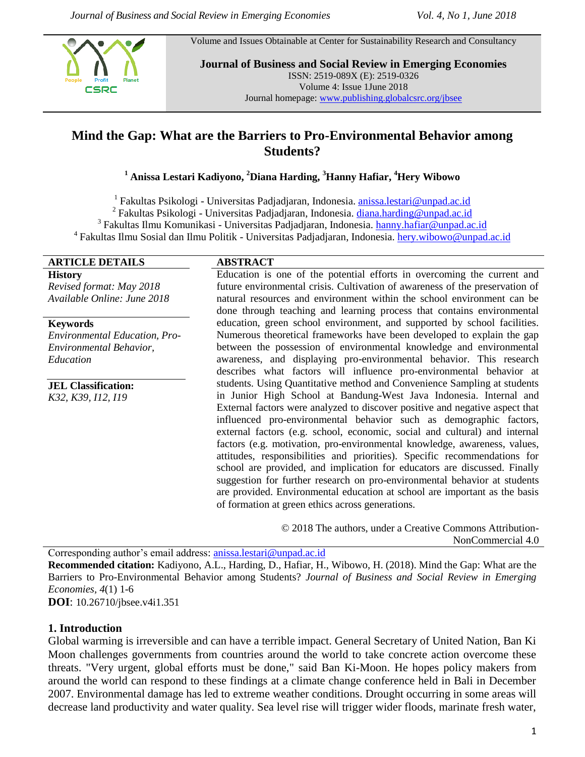Volume and Issues Obtainable at Center for Sustainability Research and Consultancy

**Journal of Business and Social Review in Emerging Economies**
ISSN: 2519-089X (E): 2519-0326
Volume 4: Issue 1June 2018
Journal homepage: www.publishing.globalcsrc.org/jbsee

# Mind the Gap: What are the Barriers to Pro-Environmental Behavior among Students?

**[1] Anissa Lestari Kadiyono, [2]Diana Harding, [3]Hanny Hafiar, [4]Hery Wibowo**

[1] Fakultas Psikologi - Universitas Padjadjaran, Indonesia. anissa.lestari@unpad.ac.id
[2] Fakultas Psikologi - Universitas Padjadjaran, Indonesia. diana.harding@unpad.ac.id
[3] Fakultas Ilmu Komunikasi - Universitas Padjadjaran, Indonesia. hanny.hafiar@unpad.ac.id
[4] Fakultas Ilmu Sosial dan Ilmu Politik - Universitas Padjadjaran, Indonesia. hery.wibowo@unpad.ac.id

**ARTICLE DETAILS**

**History**
*Revised format: May 2018*
*Available Online: June 2018*

**Keywords**
*Environmental Education, Pro-Environmental Behavior, Education*

**JEL Classification:**
*K32, K39, I12, I19*

**ABSTRACT**

Education is one of the potential efforts in overcoming the current and future environmental crisis. Cultivation of awareness of the preservation of natural resources and environment within the school environment can be done through teaching and learning process that contains environmental education, green school environment, and supported by school facilities. Numerous theoretical frameworks have been developed to explain the gap between the possession of environmental knowledge and environmental awareness, and displaying pro-environmental behavior. This research describes what factors will influence pro-environmental behavior at students. Using Quantitative method and Convenience Sampling at students in Junior High School at Bandung-West Java Indonesia. Internal and External factors were analyzed to discover positive and negative aspect that influenced pro-environmental behavior such as demographic factors, external factors (e.g. school, economic, social and cultural) and internal factors (e.g. motivation, pro-environmental knowledge, awareness, values, attitudes, responsibilities and priorities). Specific recommendations for school are provided, and implication for educators are discussed. Finally suggestion for further research on pro-environmental behavior at students are provided. Environmental education at school are important as the basis of formation at green ethics across generations.

© 2018 The authors, under a Creative Commons Attribution-NonCommercial 4.0

Corresponding author's email address: anissa.lestari@unpad.ac.id
**Recommended citation:** Kadiyono, A.L., Harding, D., Hafiar, H., Wibowo, H. (2018). Mind the Gap: What are the Barriers to Pro-Environmental Behavior among Students? *Journal of Business and Social Review in Emerging Economies, 4*(1) 1-6
**DOI**: 10.26710/jbsee.v4i1.351

## 1. Introduction

Global warming is irreversible and can have a terrible impact. General Secretary of United Nation, Ban Ki Moon challenges governments from countries around the world to take concrete action overcome these threats. "Very urgent, global efforts must be done," said Ban Ki-Moon. He hopes policy makers from around the world can respond to these findings at a climate change conference held in Bali in December 2007. Environmental damage has led to extreme weather conditions. Drought occurring in some areas will decrease land productivity and water quality. Sea level rise will trigger wider floods, marinate fresh water,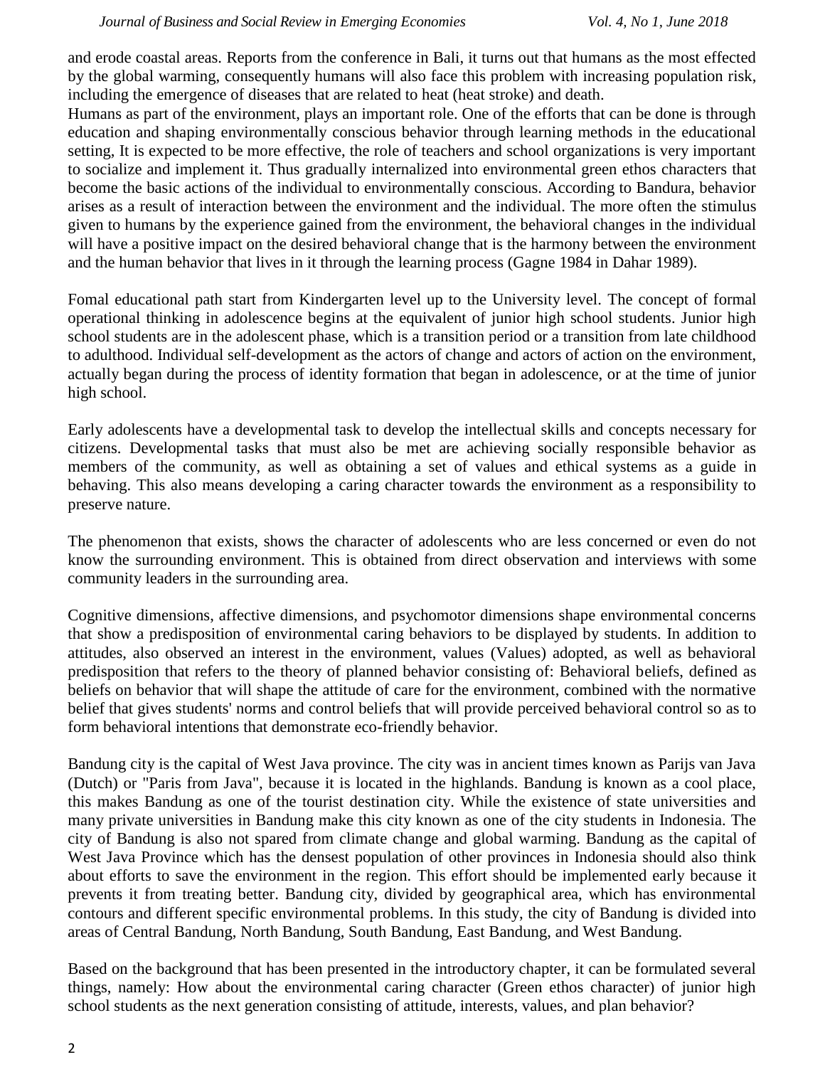and erode coastal areas. Reports from the conference in Bali, it turns out that humans as the most effected by the global warming, consequently humans will also face this problem with increasing population risk, including the emergence of diseases that are related to heat (heat stroke) and death.
Humans as part of the environment, plays an important role. One of the efforts that can be done is through education and shaping environmentally conscious behavior through learning methods in the educational setting, It is expected to be more effective, the role of teachers and school organizations is very important to socialize and implement it. Thus gradually internalized into environmental green ethos characters that become the basic actions of the individual to environmentally conscious. According to Bandura, behavior arises as a result of interaction between the environment and the individual. The more often the stimulus given to humans by the experience gained from the environment, the behavioral changes in the individual will have a positive impact on the desired behavioral change that is the harmony between the environment and the human behavior that lives in it through the learning process (Gagne 1984 in Dahar 1989).

Fomal educational path start from Kindergarten level up to the University level. The concept of formal operational thinking in adolescence begins at the equivalent of junior high school students. Junior high school students are in the adolescent phase, which is a transition period or a transition from late childhood to adulthood. Individual self-development as the actors of change and actors of action on the environment, actually began during the process of identity formation that began in adolescence, or at the time of junior high school.

Early adolescents have a developmental task to develop the intellectual skills and concepts necessary for citizens. Developmental tasks that must also be met are achieving socially responsible behavior as members of the community, as well as obtaining a set of values and ethical systems as a guide in behaving. This also means developing a caring character towards the environment as a responsibility to preserve nature.

The phenomenon that exists, shows the character of adolescents who are less concerned or even do not know the surrounding environment. This is obtained from direct observation and interviews with some community leaders in the surrounding area.

Cognitive dimensions, affective dimensions, and psychomotor dimensions shape environmental concerns that show a predisposition of environmental caring behaviors to be displayed by students. In addition to attitudes, also observed an interest in the environment, values (Values) adopted, as well as behavioral predisposition that refers to the theory of planned behavior consisting of: Behavioral beliefs, defined as beliefs on behavior that will shape the attitude of care for the environment, combined with the normative belief that gives students' norms and control beliefs that will provide perceived behavioral control so as to form behavioral intentions that demonstrate eco-friendly behavior.

Bandung city is the capital of West Java province. The city was in ancient times known as Parijs van Java (Dutch) or "Paris from Java", because it is located in the highlands. Bandung is known as a cool place, this makes Bandung as one of the tourist destination city. While the existence of state universities and many private universities in Bandung make this city known as one of the city students in Indonesia. The city of Bandung is also not spared from climate change and global warming. Bandung as the capital of West Java Province which has the densest population of other provinces in Indonesia should also think about efforts to save the environment in the region. This effort should be implemented early because it prevents it from treating better. Bandung city, divided by geographical area, which has environmental contours and different specific environmental problems. In this study, the city of Bandung is divided into areas of Central Bandung, North Bandung, South Bandung, East Bandung, and West Bandung.

Based on the background that has been presented in the introductory chapter, it can be formulated several things, namely: How about the environmental caring character (Green ethos character) of junior high school students as the next generation consisting of attitude, interests, values, and plan behavior?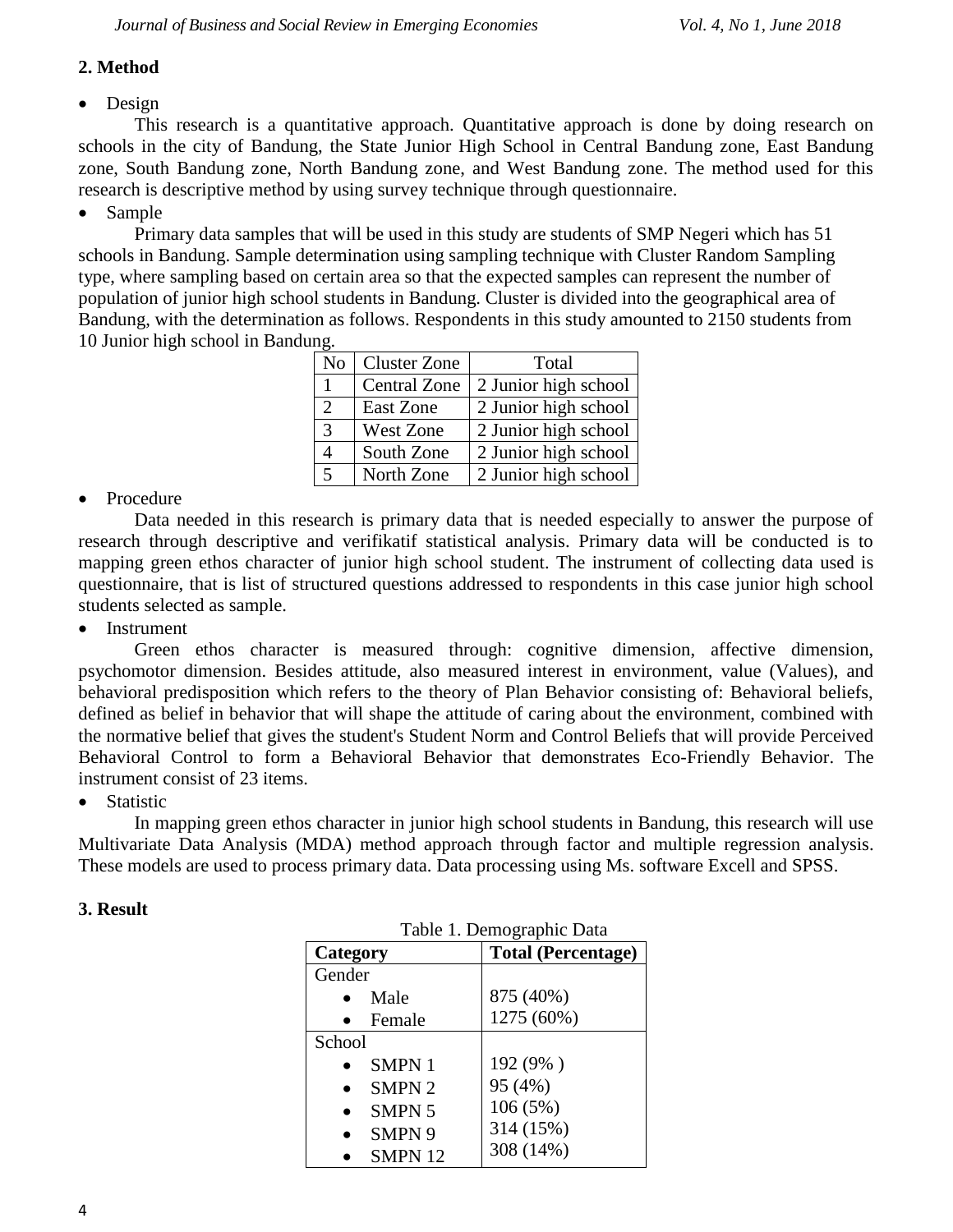## 2. Method

- Design

This research is a quantitative approach. Quantitative approach is done by doing research on schools in the city of Bandung, the State Junior High School in Central Bandung zone, East Bandung zone, South Bandung zone, North Bandung zone, and West Bandung zone. The method used for this research is descriptive method by using survey technique through questionnaire.

- Sample

Primary data samples that will be used in this study are students of SMP Negeri which has 51 schools in Bandung. Sample determination using sampling technique with Cluster Random Sampling type, where sampling based on certain area so that the expected samples can represent the number of population of junior high school students in Bandung. Cluster is divided into the geographical area of Bandung, with the determination as follows. Respondents in this study amounted to 2150 students from 10 Junior high school in Bandung.

| No | Cluster Zone | Total |
|---|---|---|
| 1 | Central Zone | 2 Junior high school |
| 2 | East Zone | 2 Junior high school |
| 3 | West Zone | 2 Junior high school |
| 4 | South Zone | 2 Junior high school |
| 5 | North Zone | 2 Junior high school |

- Procedure

Data needed in this research is primary data that is needed especially to answer the purpose of research through descriptive and verifikatif statistical analysis. Primary data will be conducted is to mapping green ethos character of junior high school student. The instrument of collecting data used is questionnaire, that is list of structured questions addressed to respondents in this case junior high school students selected as sample.

- Instrument

Green ethos character is measured through: cognitive dimension, affective dimension, psychomotor dimension. Besides attitude, also measured interest in environment, value (Values), and behavioral predisposition which refers to the theory of Plan Behavior consisting of: Behavioral beliefs, defined as belief in behavior that will shape the attitude of caring about the environment, combined with the normative belief that gives the student's Student Norm and Control Beliefs that will provide Perceived Behavioral Control to form a Behavioral Behavior that demonstrates Eco-Friendly Behavior. The instrument consist of 23 items.

- Statistic

In mapping green ethos character in junior high school students in Bandung, this research will use Multivariate Data Analysis (MDA) method approach through factor and multiple regression analysis. These models are used to process primary data. Data processing using Ms. software Excell and SPSS.

## 3. Result

Table 1. Demographic Data

| **Category** | **Total (Percentage)** |
|---|---|
| Gender | |
| • Male | 875 (40%) |
| • Female | 1275 (60%) |
| School | |
| • SMPN 1 | 192 (9% ) |
| • SMPN 2 | 95 (4%) |
| • SMPN 5 | 106 (5%) |
| • SMPN 9 | 314 (15%) |
| • SMPN 12 | 308 (14%) |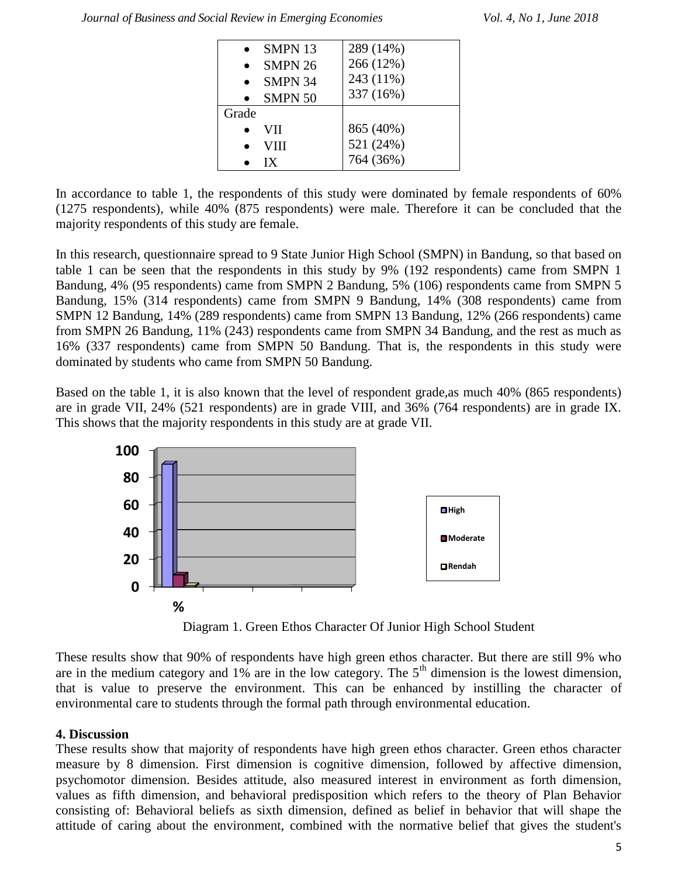| | |
|---|---|
| • SMPN 13 | 289 (14%) |
| • SMPN 26 | 266 (12%) |
| • SMPN 34 | 243 (11%) |
| • SMPN 50 | 337 (16%) |
| Grade | |
| • VII | 865 (40%) |
| • VIII | 521 (24%) |
| • IX | 764 (36%) |

In accordance to table 1, the respondents of this study were dominated by female respondents of 60% (1275 respondents), while 40% (875 respondents) were male. Therefore it can be concluded that the majority respondents of this study are female.

In this research, questionnaire spread to 9 State Junior High School (SMPN) in Bandung, so that based on table 1 can be seen that the respondents in this study by 9% (192 respondents) came from SMPN 1 Bandung, 4% (95 respondents) came from SMPN 2 Bandung, 5% (106) respondents came from SMPN 5 Bandung, 15% (314 respondents) came from SMPN 9 Bandung, 14% (308 respondents) came from SMPN 12 Bandung, 14% (289 respondents) came from SMPN 13 Bandung, 12% (266 respondents) came from SMPN 26 Bandung, 11% (243) respondents came from SMPN 34 Bandung, and the rest as much as 16% (337 respondents) came from SMPN 50 Bandung. That is, the respondents in this study were dominated by students who came from SMPN 50 Bandung.

Based on the table 1, it is also known that the level of respondent grade,as much 40% (865 respondents) are in grade VII, 24% (521 respondents) are in grade VIII, and 36% (764 respondents) are in grade IX. This shows that the majority respondents in this study are at grade VII.

Diagram 1. Green Ethos Character Of Junior High School Student

These results show that 90% of respondents have high green ethos character. But there are still 9% who are in the medium category and 1% are in the low category. The 5th dimension is the lowest dimension, that is value to preserve the environment. This can be enhanced by instilling the character of environmental care to students through the formal path through environmental education.

## 4. Discussion

These results show that majority of respondents have high green ethos character. Green ethos character measure by 8 dimension. First dimension is cognitive dimension, followed by affective dimension, psychomotor dimension. Besides attitude, also measured interest in environment as forth dimension, values as fifth dimension, and behavioral predisposition which refers to the theory of Plan Behavior consisting of: Behavioral beliefs as sixth dimension, defined as belief in behavior that will shape the attitude of caring about the environment, combined with the normative belief that gives the student's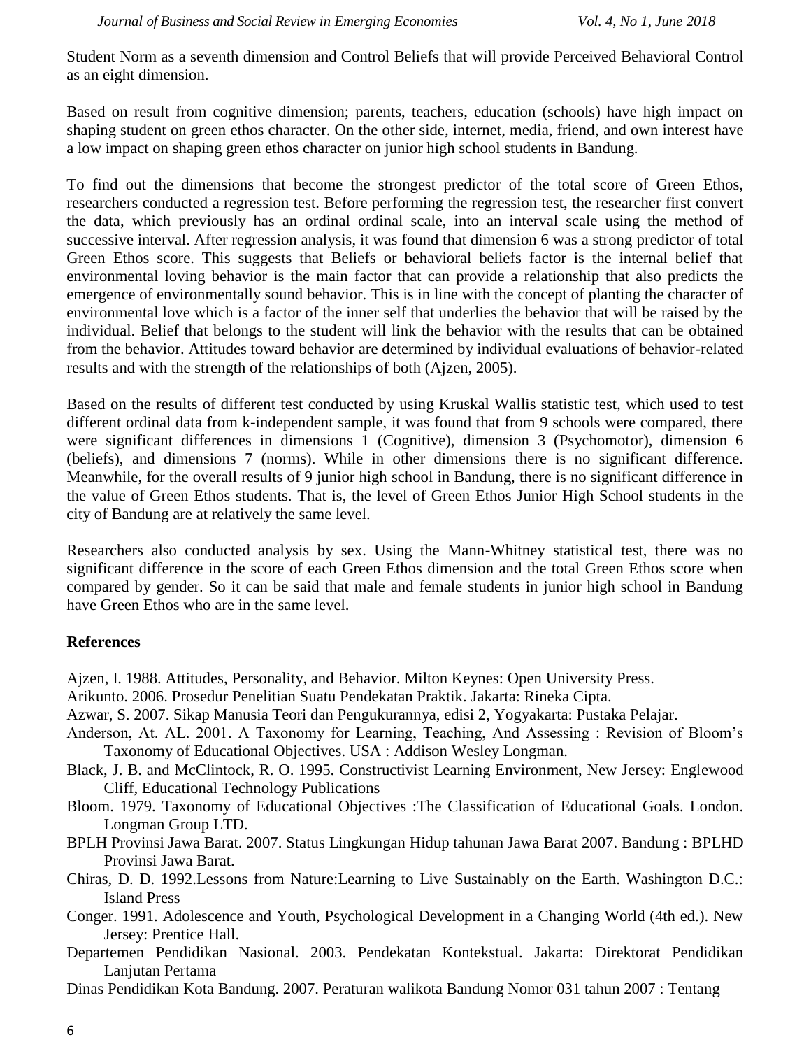Student Norm as a seventh dimension and Control Beliefs that will provide Perceived Behavioral Control as an eight dimension.

Based on result from cognitive dimension; parents, teachers, education (schools) have high impact on shaping student on green ethos character. On the other side, internet, media, friend, and own interest have a low impact on shaping green ethos character on junior high school students in Bandung.

To find out the dimensions that become the strongest predictor of the total score of Green Ethos, researchers conducted a regression test. Before performing the regression test, the researcher first convert the data, which previously has an ordinal ordinal scale, into an interval scale using the method of successive interval. After regression analysis, it was found that dimension 6 was a strong predictor of total Green Ethos score. This suggests that Beliefs or behavioral beliefs factor is the internal belief that environmental loving behavior is the main factor that can provide a relationship that also predicts the emergence of environmentally sound behavior. This is in line with the concept of planting the character of environmental love which is a factor of the inner self that underlies the behavior that will be raised by the individual. Belief that belongs to the student will link the behavior with the results that can be obtained from the behavior. Attitudes toward behavior are determined by individual evaluations of behavior-related results and with the strength of the relationships of both (Ajzen, 2005).

Based on the results of different test conducted by using Kruskal Wallis statistic test, which used to test different ordinal data from k-independent sample, it was found that from 9 schools were compared, there were significant differences in dimensions 1 (Cognitive), dimension 3 (Psychomotor), dimension 6 (beliefs), and dimensions 7 (norms). While in other dimensions there is no significant difference. Meanwhile, for the overall results of 9 junior high school in Bandung, there is no significant difference in the value of Green Ethos students. That is, the level of Green Ethos Junior High School students in the city of Bandung are at relatively the same level.

Researchers also conducted analysis by sex. Using the Mann-Whitney statistical test, there was no significant difference in the score of each Green Ethos dimension and the total Green Ethos score when compared by gender. So it can be said that male and female students in junior high school in Bandung have Green Ethos who are in the same level.

## References

Ajzen, I. 1988. Attitudes, Personality, and Behavior. Milton Keynes: Open University Press.

Arikunto. 2006. Prosedur Penelitian Suatu Pendekatan Praktik. Jakarta: Rineka Cipta.

Azwar, S. 2007. Sikap Manusia Teori dan Pengukurannya, edisi 2, Yogyakarta: Pustaka Pelajar.

Anderson, At. AL. 2001. A Taxonomy for Learning, Teaching, And Assessing : Revision of Bloom's Taxonomy of Educational Objectives. USA : Addison Wesley Longman.

Black, J. B. and McClintock, R. O. 1995. Constructivist Learning Environment, New Jersey: Englewood Cliff, Educational Technology Publications

Bloom. 1979. Taxonomy of Educational Objectives :The Classification of Educational Goals. London. Longman Group LTD.

BPLH Provinsi Jawa Barat. 2007. Status Lingkungan Hidup tahunan Jawa Barat 2007. Bandung : BPLHD Provinsi Jawa Barat.

Chiras, D. D. 1992.Lessons from Nature:Learning to Live Sustainably on the Earth. Washington D.C.: Island Press

Conger. 1991. Adolescence and Youth, Psychological Development in a Changing World (4th ed.). New Jersey: Prentice Hall.

Departemen Pendidikan Nasional. 2003. Pendekatan Kontekstual. Jakarta: Direktorat Pendidikan Lanjutan Pertama

Dinas Pendidikan Kota Bandung. 2007. Peraturan walikota Bandung Nomor 031 tahun 2007 : Tentang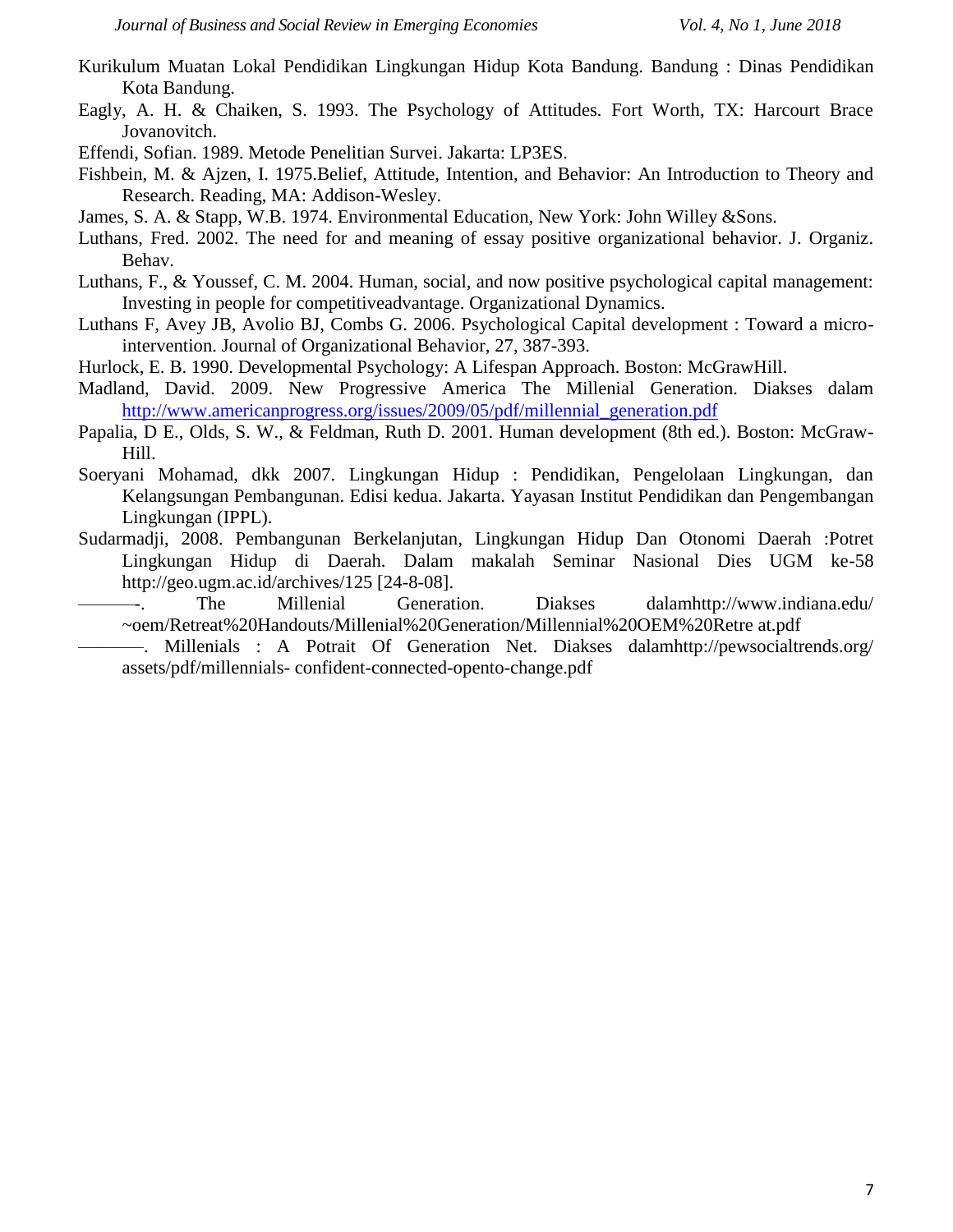Kurikulum Muatan Lokal Pendidikan Lingkungan Hidup Kota Bandung. Bandung : Dinas Pendidikan Kota Bandung.

Eagly, A. H. & Chaiken, S. 1993. The Psychology of Attitudes. Fort Worth, TX: Harcourt Brace Jovanovitch.

Effendi, Sofian. 1989. Metode Penelitian Survei. Jakarta: LP3ES.

Fishbein, M. & Ajzen, I. 1975.Belief, Attitude, Intention, and Behavior: An Introduction to Theory and Research. Reading, MA: Addison-Wesley.

James, S. A. & Stapp, W.B. 1974. Environmental Education, New York: John Willey &Sons.

Luthans, Fred. 2002. The need for and meaning of essay positive organizational behavior. J. Organiz. Behav.

Luthans, F., & Youssef, C. M. 2004. Human, social, and now positive psychological capital management: Investing in people for competitiveadvantage. Organizational Dynamics.

Luthans F, Avey JB, Avolio BJ, Combs G. 2006. Psychological Capital development : Toward a micro-intervention. Journal of Organizational Behavior, 27, 387-393.

Hurlock, E. B. 1990. Developmental Psychology: A Lifespan Approach. Boston: McGrawHill.

Madland, David. 2009. New Progressive America The Millenial Generation. Diakses dalam http://www.americanprogress.org/issues/2009/05/pdf/millennial_generation.pdf

Papalia, D E., Olds, S. W., & Feldman, Ruth D. 2001. Human development (8th ed.). Boston: McGraw-Hill.

Soeryani Mohamad, dkk 2007. Lingkungan Hidup : Pendidikan, Pengelolaan Lingkungan, dan Kelangsungan Pembangunan. Edisi kedua. Jakarta. Yayasan Institut Pendidikan dan Pengembangan Lingkungan (IPPL).

Sudarmadji, 2008. Pembangunan Berkelanjutan, Lingkungan Hidup Dan Otonomi Daerah :Potret Lingkungan Hidup di Daerah. Dalam makalah Seminar Nasional Dies UGM ke-58 http://geo.ugm.ac.id/archives/125 [24-8-08].

———-. The Millenial Generation. Diakses dalamhttp://www.indiana.edu/ ~oem/Retreat%20Handouts/Millenial%20Generation/Millennial%20OEM%20Retre at.pdf

————. Millenials : A Potrait Of Generation Net. Diakses dalamhttp://pewsocialtrends.org/ assets/pdf/millennials- confident-connected-opento-change.pdf